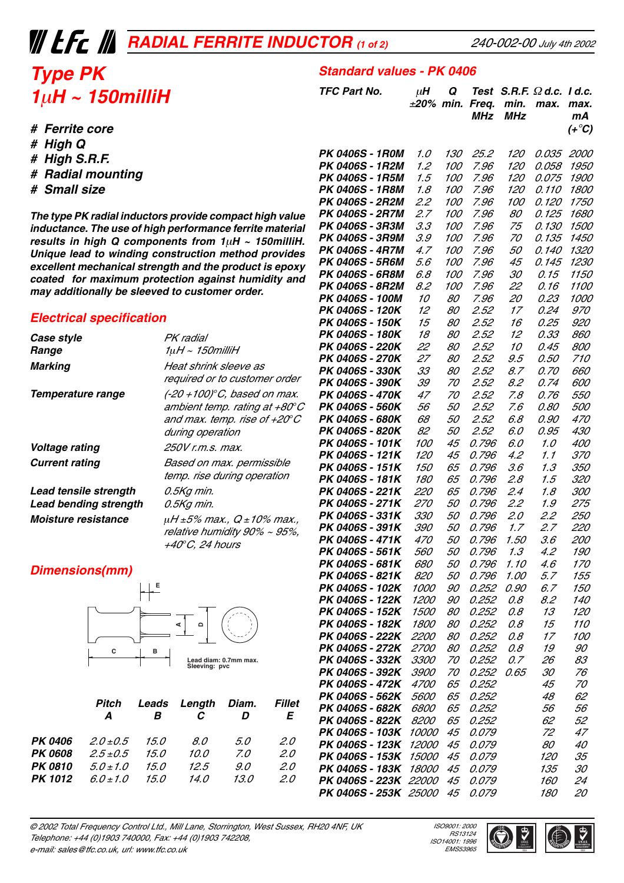# TFC RADIAL FERRITE INDUCTOR (1 of 2)

240-002-00 July 4th 2002

# Type PK
## 1μH ~ 150milliH

- Ferrite core
- High Q
- High S.R.F.
- Radial mounting
- Small size

**The type PK radial inductors provide compact high value inductance. The use of high performance ferrite material results in high Q components from 1μH ~ 150milliH. Unique lead to winding construction method provides excellent mechanical strength and the product is epoxy coated for maximum protection against humidity and may additionally be sleeved to customer order.**

## Electrical specification

| | |
|---|---|
| **Case style** | PK radial |
| **Range** | 1μH ~ 150milliH |
| **Marking** | Heat shrink sleeve as required or to customer order |
| **Temperature range** | (-20 +100)°C, based on max. ambient temp. rating at +80°C and max. temp. rise of +20°C during operation |
| **Voltage rating** | 250V r.m.s. max. |
| **Current rating** | Based on max. permissible temp. rise during operation |
| **Lead tensile strength** | 0.5Kg min. |
| **Lead bending strength** | 0.5Kg min. |
| **Moisture resistance** | μH ±5% max., Q ±10% max., relative humidity 90% ~ 95%, +40°C, 24 hours |

## Dimensions(mm)

Lead diam: 0.7mm max.
Sleeving: pvc

| | Pitch A | Leads B | Length C | Diam. D | Fillet E |
|---|---|---|---|---|---|
| **PK 0406** | 2.0±0.5 | 15.0 | 8.0 | 5.0 | 2.0 |
| **PK 0608** | 2.5±0.5 | 15.0 | 10.0 | 7.0 | 2.0 |
| **PK 0810** | 5.0±1.0 | 15.0 | 12.5 | 9.0 | 2.0 |
| **PK 1012** | 6.0±1.0 | 15.0 | 14.0 | 13.0 | 2.0 |

## Standard values - PK 0406

| TFC Part No. | μH ±20% | Q min. | Test Freq. MHz | S.R.F. min. MHz | Ω d.c. max. | I d.c. max. mA (+°C) |
|---|---|---|---|---|---|---|
| **PK 0406S - 1R0M** | 1.0 | 130 | 25.2 | 120 | 0.035 | 2000 |
| **PK 0406S - 1R2M** | 1.2 | 100 | 7.96 | 120 | 0.058 | 1950 |
| **PK 0406S - 1R5M** | 1.5 | 100 | 7.96 | 120 | 0.075 | 1900 |
| **PK 0406S - 1R8M** | 1.8 | 100 | 7.96 | 120 | 0.110 | 1800 |
| **PK 0406S - 2R2M** | 2.2 | 100 | 7.96 | 100 | 0.120 | 1750 |
| **PK 0406S - 2R7M** | 2.7 | 100 | 7.96 | 80 | 0.125 | 1680 |
| **PK 0406S - 3R3M** | 3.3 | 100 | 7.96 | 75 | 0.130 | 1500 |
| **PK 0406S - 3R9M** | 3.9 | 100 | 7.96 | 70 | 0.135 | 1450 |
| **PK 0406S - 4R7M** | 4.7 | 100 | 7.96 | 50 | 0.140 | 1320 |
| **PK 0406S - 5R6M** | 5.6 | 100 | 7.96 | 45 | 0.145 | 1230 |
| **PK 0406S - 6R8M** | 6.8 | 100 | 7.96 | 30 | 0.15 | 1150 |
| **PK 0406S - 8R2M** | 8.2 | 100 | 7.96 | 22 | 0.16 | 1100 |
| **PK 0406S - 100M** | 10 | 80 | 7.96 | 20 | 0.23 | 1000 |
| **PK 0406S - 120K** | 12 | 80 | 2.52 | 17 | 0.24 | 970 |
| **PK 0406S - 150K** | 15 | 80 | 2.52 | 16 | 0.25 | 920 |
| **PK 0406S - 180K** | 18 | 80 | 2.52 | 12 | 0.33 | 860 |
| **PK 0406S - 220K** | 22 | 80 | 2.52 | 10 | 0.45 | 800 |
| **PK 0406S - 270K** | 27 | 80 | 2.52 | 9.5 | 0.50 | 710 |
| **PK 0406S - 330K** | 33 | 80 | 2.52 | 8.7 | 0.70 | 660 |
| **PK 0406S - 390K** | 39 | 70 | 2.52 | 8.2 | 0.74 | 600 |
| **PK 0406S - 470K** | 47 | 70 | 2.52 | 7.8 | 0.76 | 550 |
| **PK 0406S - 560K** | 56 | 50 | 2.52 | 7.6 | 0.80 | 500 |
| **PK 0406S - 680K** | 68 | 50 | 2.52 | 6.8 | 0.90 | 470 |
| **PK 0406S - 820K** | 82 | 50 | 2.52 | 6.0 | 0.95 | 430 |
| **PK 0406S - 101K** | 100 | 45 | 0.796 | 6.0 | 1.0 | 400 |
| **PK 0406S - 121K** | 120 | 45 | 0.796 | 4.2 | 1.1 | 370 |
| **PK 0406S - 151K** | 150 | 65 | 0.796 | 3.6 | 1.3 | 350 |
| **PK 0406S - 181K** | 180 | 65 | 0.796 | 2.8 | 1.5 | 320 |
| **PK 0406S - 221K** | 220 | 65 | 0.796 | 2.4 | 1.8 | 300 |
| **PK 0406S - 271K** | 270 | 50 | 0.796 | 2.2 | 1.9 | 275 |
| **PK 0406S - 331K** | 330 | 50 | 0.796 | 2.0 | 2.2 | 250 |
| **PK 0406S - 391K** | 390 | 50 | 0.796 | 1.7 | 2.7 | 220 |
| **PK 0406S - 471K** | 470 | 50 | 0.796 | 1.50 | 3.6 | 200 |
| **PK 0406S - 561K** | 560 | 50 | 0.796 | 1.3 | 4.2 | 190 |
| **PK 0406S - 681K** | 680 | 50 | 0.796 | 1.10 | 4.6 | 170 |
| **PK 0406S - 821K** | 820 | 50 | 0.796 | 1.00 | 5.7 | 155 |
| **PK 0406S - 102K** | 1000 | 90 | 0.252 | 0.90 | 6.7 | 150 |
| **PK 0406S - 122K** | 1200 | 90 | 0.252 | 0.8 | 8.2 | 140 |
| **PK 0406S - 152K** | 1500 | 80 | 0.252 | 0.8 | 13 | 120 |
| **PK 0406S - 182K** | 1800 | 80 | 0.252 | 0.8 | 15 | 110 |
| **PK 0406S - 222K** | 2200 | 80 | 0.252 | 0.8 | 17 | 100 |
| **PK 0406S - 272K** | 2700 | 80 | 0.252 | 0.8 | 19 | 90 |
| **PK 0406S - 332K** | 3300 | 70 | 0.252 | 0.7 | 26 | 83 |
| **PK 0406S - 392K** | 3900 | 70 | 0.252 | 0.65 | 30 | 76 |
| **PK 0406S - 472K** | 4700 | 65 | 0.252 | | 45 | 70 |
| **PK 0406S - 562K** | 5600 | 65 | 0.252 | | 48 | 62 |
| **PK 0406S - 682K** | 6800 | 65 | 0.252 | | 56 | 56 |
| **PK 0406S - 822K** | 8200 | 65 | 0.252 | | 62 | 52 |
| **PK 0406S - 103K** | 10000 | 45 | 0.079 | | 72 | 47 |
| **PK 0406S - 123K** | 12000 | 45 | 0.079 | | 80 | 40 |
| **PK 0406S - 153K** | 15000 | 45 | 0.079 | | 120 | 35 |
| **PK 0406S - 183K** | 18000 | 45 | 0.079 | | 135 | 30 |
| **PK 0406S - 223K** | 22000 | 45 | 0.079 | | 160 | 24 |
| **PK 0406S - 253K** | 25000 | 45 | 0.079 | | 180 | 20 |

© 2002 Total Frequency Control Ltd., Mill Lane, Storrington, West Sussex, RH20 4NF, UK
Telephone: +44 (0)1903 740000, Fax: +44 (0)1903 742208,
e-mail: sales@tfc.co.uk, url: www.tfc.co.uk

ISO9001: 2000 RS13124
ISO14001: 1996 EMS53965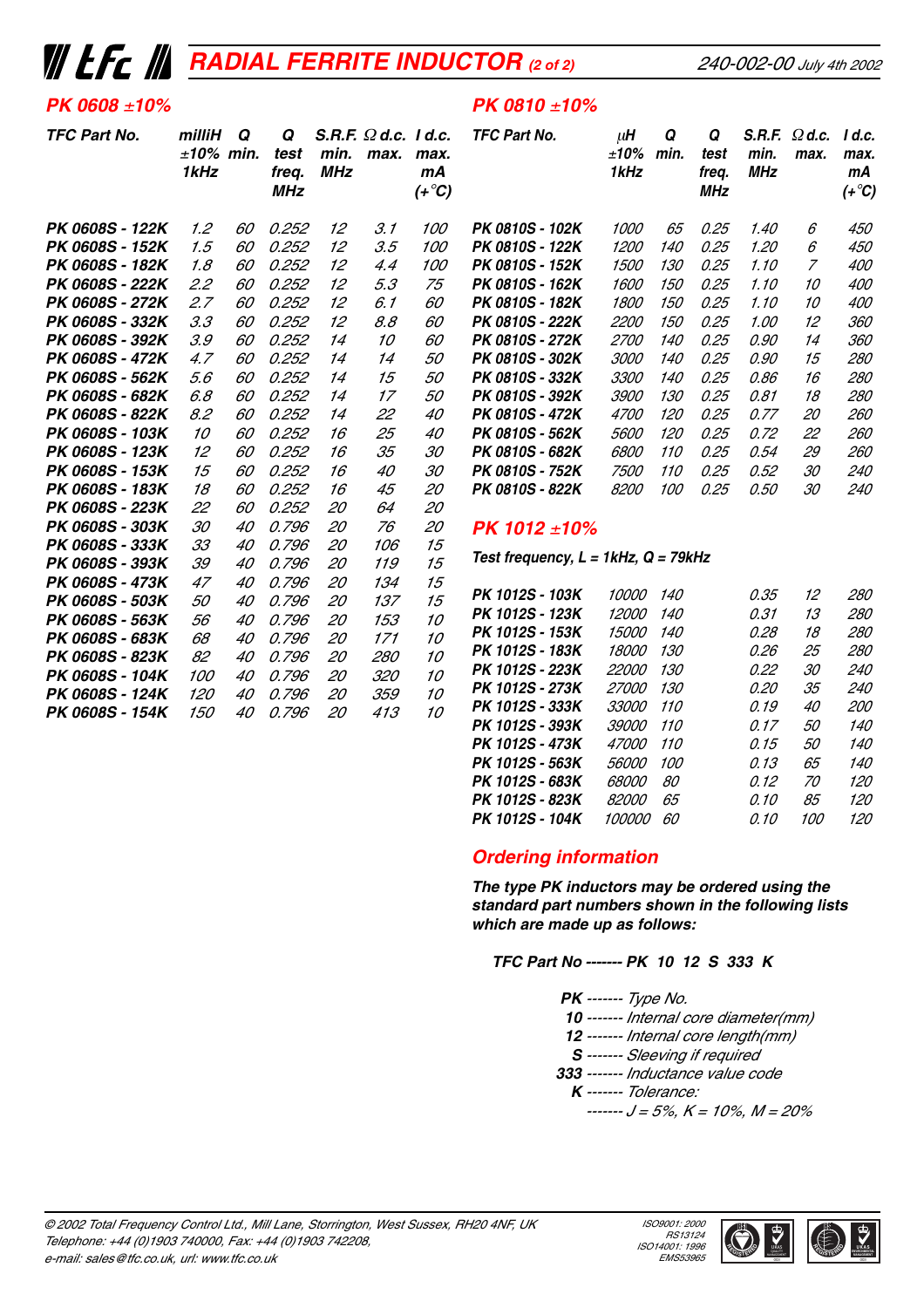# RADIAL FERRITE INDUCTOR (2 of 2)

240-002-00 July 4th 2002

## PK 0608 ±10%

| TFC Part No. | milliH ±10% 1kHz | Q min. | Q test freq. MHz | S.R.F. min. MHz | Ω d.c. max. | I d.c. max. mA (+°C) |
|---|---|---|---|---|---|---|
| PK 0608S - 122K | 1.2 | 60 | 0.252 | 12 | 3.1 | 100 |
| PK 0608S - 152K | 1.5 | 60 | 0.252 | 12 | 3.5 | 100 |
| PK 0608S - 182K | 1.8 | 60 | 0.252 | 12 | 4.4 | 100 |
| PK 0608S - 222K | 2.2 | 60 | 0.252 | 12 | 5.3 | 75 |
| PK 0608S - 272K | 2.7 | 60 | 0.252 | 12 | 6.1 | 60 |
| PK 0608S - 332K | 3.3 | 60 | 0.252 | 12 | 8.8 | 60 |
| PK 0608S - 392K | 3.9 | 60 | 0.252 | 14 | 10 | 60 |
| PK 0608S - 472K | 4.7 | 60 | 0.252 | 14 | 14 | 50 |
| PK 0608S - 562K | 5.6 | 60 | 0.252 | 14 | 15 | 50 |
| PK 0608S - 682K | 6.8 | 60 | 0.252 | 14 | 17 | 50 |
| PK 0608S - 822K | 8.2 | 60 | 0.252 | 14 | 22 | 40 |
| PK 0608S - 103K | 10 | 60 | 0.252 | 16 | 25 | 40 |
| PK 0608S - 123K | 12 | 60 | 0.252 | 16 | 35 | 30 |
| PK 0608S - 153K | 15 | 60 | 0.252 | 16 | 40 | 30 |
| PK 0608S - 183K | 18 | 60 | 0.252 | 16 | 45 | 20 |
| PK 0608S - 223K | 22 | 60 | 0.252 | 20 | 64 | 20 |
| PK 0608S - 303K | 30 | 40 | 0.796 | 20 | 76 | 20 |
| PK 0608S - 333K | 33 | 40 | 0.796 | 20 | 106 | 15 |
| PK 0608S - 393K | 39 | 40 | 0.796 | 20 | 119 | 15 |
| PK 0608S - 473K | 47 | 40 | 0.796 | 20 | 134 | 15 |
| PK 0608S - 503K | 50 | 40 | 0.796 | 20 | 137 | 15 |
| PK 0608S - 563K | 56 | 40 | 0.796 | 20 | 153 | 10 |
| PK 0608S - 683K | 68 | 40 | 0.796 | 20 | 171 | 10 |
| PK 0608S - 823K | 82 | 40 | 0.796 | 20 | 280 | 10 |
| PK 0608S - 104K | 100 | 40 | 0.796 | 20 | 320 | 10 |
| PK 0608S - 124K | 120 | 40 | 0.796 | 20 | 359 | 10 |
| PK 0608S - 154K | 150 | 40 | 0.796 | 20 | 413 | 10 |

## PK 0810 ±10%

| TFC Part No. | µH ±10% 1kHz | Q min. | Q test freq. MHz | S.R.F. min. MHz | Ω d.c. max. | I d.c. max. mA (+°C) |
|---|---|---|---|---|---|---|
| PK 0810S - 102K | 1000 | 65 | 0.25 | 1.40 | 6 | 450 |
| PK 0810S - 122K | 1200 | 140 | 0.25 | 1.20 | 6 | 450 |
| PK 0810S - 152K | 1500 | 130 | 0.25 | 1.10 | 7 | 400 |
| PK 0810S - 162K | 1600 | 150 | 0.25 | 1.10 | 10 | 400 |
| PK 0810S - 182K | 1800 | 150 | 0.25 | 1.10 | 10 | 400 |
| PK 0810S - 222K | 2200 | 150 | 0.25 | 1.00 | 12 | 360 |
| PK 0810S - 272K | 2700 | 140 | 0.25 | 0.90 | 14 | 360 |
| PK 0810S - 302K | 3000 | 140 | 0.25 | 0.90 | 15 | 280 |
| PK 0810S - 332K | 3300 | 140 | 0.25 | 0.86 | 16 | 280 |
| PK 0810S - 392K | 3900 | 130 | 0.25 | 0.81 | 18 | 280 |
| PK 0810S - 472K | 4700 | 120 | 0.25 | 0.77 | 20 | 260 |
| PK 0810S - 562K | 5600 | 120 | 0.25 | 0.72 | 22 | 260 |
| PK 0810S - 682K | 6800 | 110 | 0.25 | 0.54 | 29 | 260 |
| PK 0810S - 752K | 7500 | 110 | 0.25 | 0.52 | 30 | 240 |
| PK 0810S - 822K | 8200 | 100 | 0.25 | 0.50 | 30 | 240 |

## PK 1012 ±10%

Test frequency, L = 1kHz, Q = 79kHz

| TFC Part No. | µH ±10% 1kHz | Q min. | Q test freq. MHz | S.R.F. min. MHz | Ω d.c. max. | I d.c. max. mA (+°C) |
|---|---|---|---|---|---|---|
| PK 1012S - 103K | 10000 | 140 | | 0.35 | 12 | 280 |
| PK 1012S - 123K | 12000 | 140 | | 0.31 | 13 | 280 |
| PK 1012S - 153K | 15000 | 140 | | 0.28 | 18 | 280 |
| PK 1012S - 183K | 18000 | 130 | | 0.26 | 25 | 280 |
| PK 1012S - 223K | 22000 | 130 | | 0.22 | 30 | 240 |
| PK 1012S - 273K | 27000 | 130 | | 0.20 | 35 | 240 |
| PK 1012S - 333K | 33000 | 110 | | 0.19 | 40 | 200 |
| PK 1012S - 393K | 39000 | 110 | | 0.17 | 50 | 140 |
| PK 1012S - 473K | 47000 | 110 | | 0.15 | 50 | 140 |
| PK 1012S - 563K | 56000 | 100 | | 0.13 | 65 | 140 |
| PK 1012S - 683K | 68000 | 80 | | 0.12 | 70 | 120 |
| PK 1012S - 823K | 82000 | 65 | | 0.10 | 85 | 120 |
| PK 1012S - 104K | 100000 | 60 | | 0.10 | 100 | 120 |

## Ordering information

**The type PK inductors may be ordered using the standard part numbers shown in the following lists which are made up as follows:**

**TFC Part No ------- PK 10 12 S 333 K**

- **PK** ------- Type No.
- **10** ------- Internal core diameter(mm)
- **12** ------- Internal core length(mm)
- **S** ------- Sleeving if required
- **333** ------- Inductance value code
- **K** ------- Tolerance:
  ------- J = 5%, K = 10%, M = 20%

© 2002 Total Frequency Control Ltd., Mill Lane, Storrington, West Sussex, RH20 4NF, UK
Telephone: +44 (0)1903 740000, Fax: +44 (0)1903 742208,
e-mail: sales@tfc.co.uk, url: www.tfc.co.uk

ISO9001: 2000 RS13124
ISO14001: 1996 EMS53965